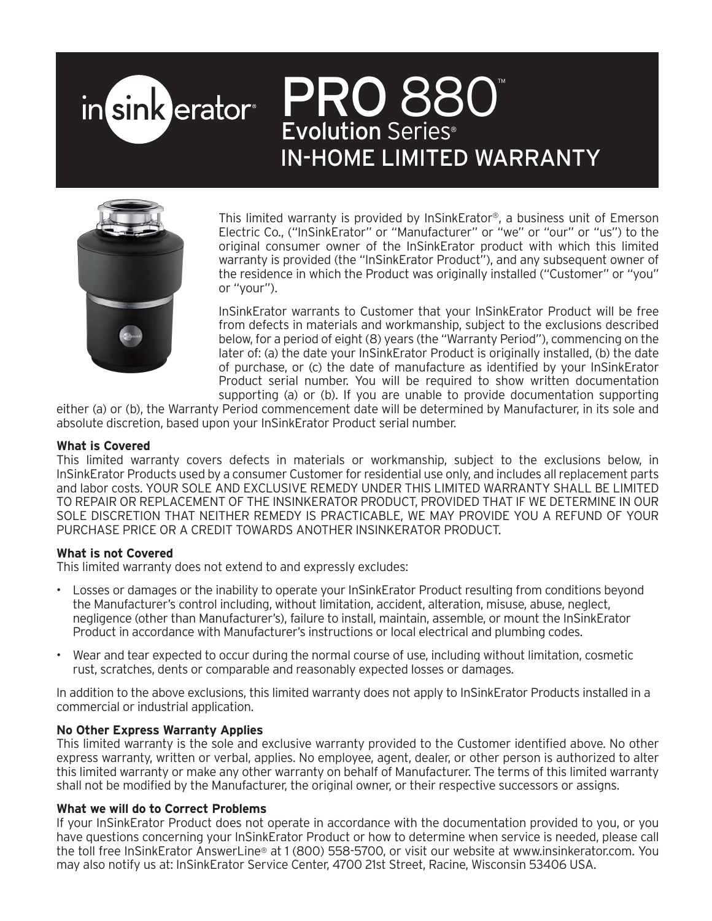# PRO 880™ Evolution Series® IN-HOME LIMITED WARRANTY

This limited warranty is provided by InSinkErator®, a business unit of Emerson Electric Co., ("InSinkErator" or "Manufacturer" or "we" or "our" or "us") to the original consumer owner of the InSinkErator product with which this limited warranty is provided (the "InSinkErator Product"), and any subsequent owner of the residence in which the Product was originally installed ("Customer" or "you" or "your").

InSinkErator warrants to Customer that your InSinkErator Product will be free from defects in materials and workmanship, subject to the exclusions described below, for a period of eight (8) years (the "Warranty Period"), commencing on the later of: (a) the date your InSinkErator Product is originally installed, (b) the date of purchase, or (c) the date of manufacture as identified by your InSinkErator Product serial number. You will be required to show written documentation supporting (a) or (b). If you are unable to provide documentation supporting either (a) or (b), the Warranty Period commencement date will be determined by Manufacturer, in its sole and absolute discretion, based upon your InSinkErator Product serial number.

**What is Covered**

This limited warranty covers defects in materials or workmanship, subject to the exclusions below, in InSinkErator Products used by a consumer Customer for residential use only, and includes all replacement parts and labor costs. YOUR SOLE AND EXCLUSIVE REMEDY UNDER THIS LIMITED WARRANTY SHALL BE LIMITED TO REPAIR OR REPLACEMENT OF THE INSINKERATOR PRODUCT, PROVIDED THAT IF WE DETERMINE IN OUR SOLE DISCRETION THAT NEITHER REMEDY IS PRACTICABLE, WE MAY PROVIDE YOU A REFUND OF YOUR PURCHASE PRICE OR A CREDIT TOWARDS ANOTHER INSINKERATOR PRODUCT.

**What is not Covered**

This limited warranty does not extend to and expressly excludes:

- Losses or damages or the inability to operate your InSinkErator Product resulting from conditions beyond the Manufacturer's control including, without limitation, accident, alteration, misuse, abuse, neglect, negligence (other than Manufacturer's), failure to install, maintain, assemble, or mount the InSinkErator Product in accordance with Manufacturer's instructions or local electrical and plumbing codes.
- Wear and tear expected to occur during the normal course of use, including without limitation, cosmetic rust, scratches, dents or comparable and reasonably expected losses or damages.

In addition to the above exclusions, this limited warranty does not apply to InSinkErator Products installed in a commercial or industrial application.

**No Other Express Warranty Applies**

This limited warranty is the sole and exclusive warranty provided to the Customer identified above. No other express warranty, written or verbal, applies. No employee, agent, dealer, or other person is authorized to alter this limited warranty or make any other warranty on behalf of Manufacturer. The terms of this limited warranty shall not be modified by the Manufacturer, the original owner, or their respective successors or assigns.

**What we will do to Correct Problems**

If your InSinkErator Product does not operate in accordance with the documentation provided to you, or you have questions concerning your InSinkErator Product or how to determine when service is needed, please call the toll free InSinkErator AnswerLine® at 1 (800) 558-5700, or visit our website at www.insinkerator.com. You may also notify us at: InSinkErator Service Center, 4700 21st Street, Racine, Wisconsin 53406 USA.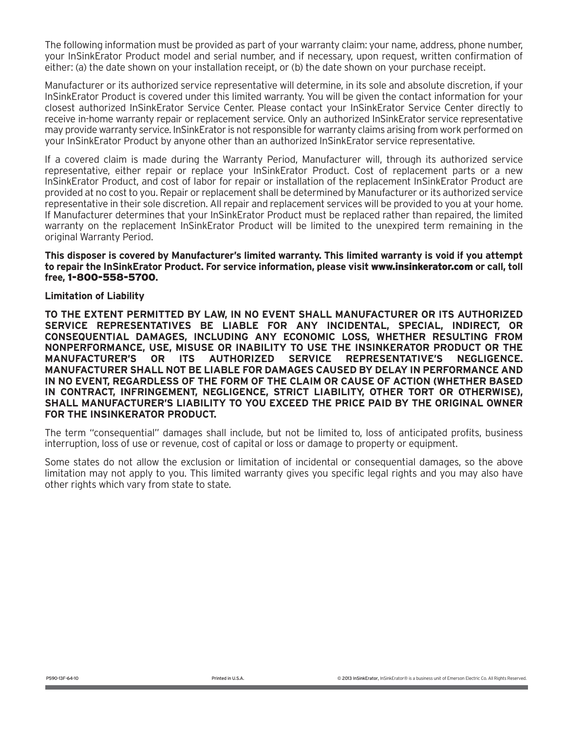The following information must be provided as part of your warranty claim: your name, address, phone number, your InSinkErator Product model and serial number, and if necessary, upon request, written confirmation of either: (a) the date shown on your installation receipt, or (b) the date shown on your purchase receipt.

Manufacturer or its authorized service representative will determine, in its sole and absolute discretion, if your InSinkErator Product is covered under this limited warranty. You will be given the contact information for your closest authorized InSinkErator Service Center. Please contact your InSinkErator Service Center directly to receive in-home warranty repair or replacement service. Only an authorized InSinkErator service representative may provide warranty service. InSinkErator is not responsible for warranty claims arising from work performed on your InSinkErator Product by anyone other than an authorized InSinkErator service representative.

If a covered claim is made during the Warranty Period, Manufacturer will, through its authorized service representative, either repair or replace your InSinkErator Product. Cost of replacement parts or a new InSinkErator Product, and cost of labor for repair or installation of the replacement InSinkErator Product are provided at no cost to you. Repair or replacement shall be determined by Manufacturer or its authorized service representative in their sole discretion. All repair and replacement services will be provided to you at your home. If Manufacturer determines that your InSinkErator Product must be replaced rather than repaired, the limited warranty on the replacement InSinkErator Product will be limited to the unexpired term remaining in the original Warranty Period.

**This disposer is covered by Manufacturer's limited warranty. This limited warranty is void if you attempt to repair the InSinkErator Product. For service information, please visit www.insinkerator.com or call, toll free, 1-800-558-5700.**

**Limitation of Liability**

**TO THE EXTENT PERMITTED BY LAW, IN NO EVENT SHALL MANUFACTURER OR ITS AUTHORIZED SERVICE REPRESENTATIVES BE LIABLE FOR ANY INCIDENTAL, SPECIAL, INDIRECT, OR CONSEQUENTIAL DAMAGES, INCLUDING ANY ECONOMIC LOSS, WHETHER RESULTING FROM NONPERFORMANCE, USE, MISUSE OR INABILITY TO USE THE INSINKERATOR PRODUCT OR THE MANUFACTURER'S OR ITS AUTHORIZED SERVICE REPRESENTATIVE'S NEGLIGENCE. MANUFACTURER SHALL NOT BE LIABLE FOR DAMAGES CAUSED BY DELAY IN PERFORMANCE AND IN NO EVENT, REGARDLESS OF THE FORM OF THE CLAIM OR CAUSE OF ACTION (WHETHER BASED IN CONTRACT, INFRINGEMENT, NEGLIGENCE, STRICT LIABILITY, OTHER TORT OR OTHERWISE), SHALL MANUFACTURER'S LIABILITY TO YOU EXCEED THE PRICE PAID BY THE ORIGINAL OWNER FOR THE INSINKERATOR PRODUCT.**

The term ''consequential'' damages shall include, but not be limited to, loss of anticipated profits, business interruption, loss of use or revenue, cost of capital or loss or damage to property or equipment.

Some states do not allow the exclusion or limitation of incidental or consequential damages, so the above limitation may not apply to you. This limited warranty gives you specific legal rights and you may also have other rights which vary from state to state.

P590-13F-64-10 Printed in U.S.A. © 2013 InSinkErator, InSinkErator® is a business unit of Emerson Electric Co. All Rights Reserved.